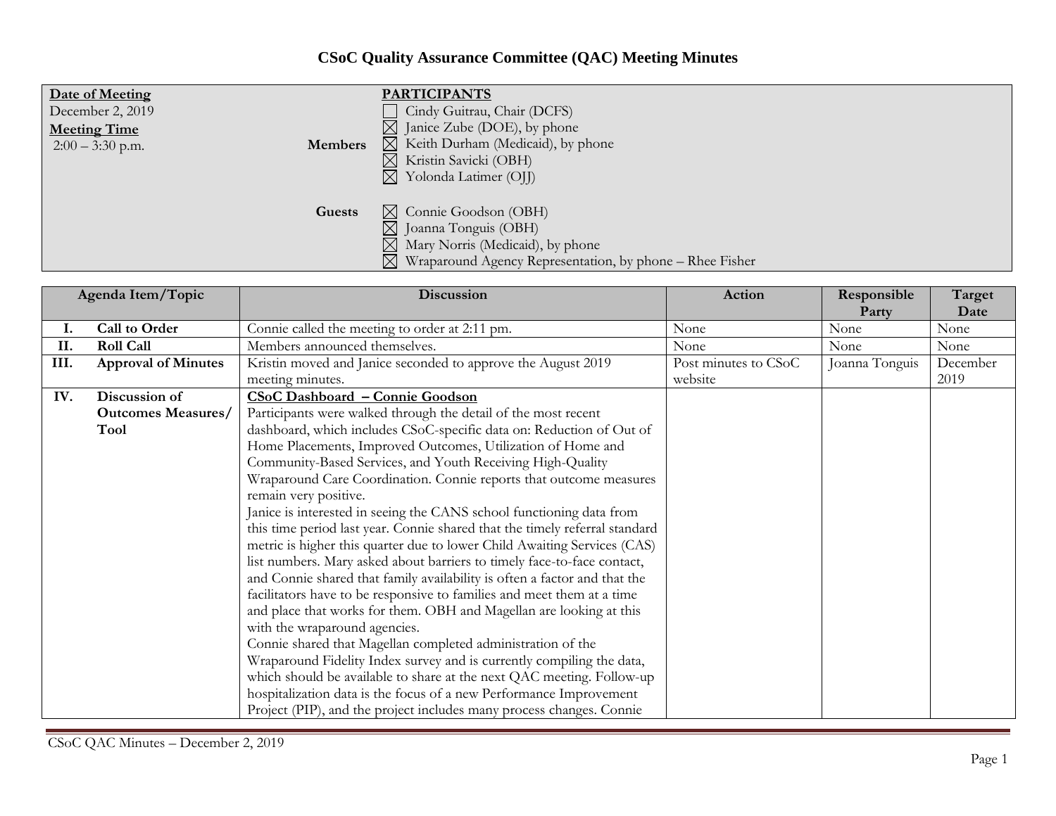# CSoC Quality Assurance Committee (QAC) Meeting Minutes

| **Date of Meeting** | **PARTICIPANTS** | |
|---|---|---|
| December 2, 2019 | **Members** | ☐ Cindy Guitrau, Chair (DCFS) |
| **Meeting Time** | | ☒ Janice Zube (DOE), by phone |
| 2:00 – 3:30 p.m. | | ☒ Keith Durham (Medicaid), by phone |
| | | ☒ Kristin Savicki (OBH) |
| | | ☒ Yolonda Latimer (OJJ) |
| | **Guests** | ☒ Connie Goodson (OBH) |
| | | ☒ Joanna Tonguis (OBH) |
| | | ☒ Mary Norris (Medicaid), by phone |
| | | ☒ Wraparound Agency Representation, by phone – Rhee Fisher |

| | Agenda Item/Topic | Discussion | Action | Responsible Party | Target Date |
|---|---|---|---|---|---|
| **I.** | **Call to Order** | Connie called the meeting to order at 2:11 pm. | None | None | None |
| **II.** | **Roll Call** | Members announced themselves. | None | None | None |
| **III.** | **Approval of Minutes** | Kristin moved and Janice seconded to approve the August 2019 meeting minutes. | Post minutes to CSoC website | Joanna Tonguis | December 2019 |
| **IV.** | **Discussion of Outcomes Measures/ Tool** | **CSoC Dashboard – Connie Goodson**<br>Participants were walked through the detail of the most recent dashboard, which includes CSoC-specific data on: Reduction of Out of Home Placements, Improved Outcomes, Utilization of Home and Community-Based Services, and Youth Receiving High-Quality Wraparound Care Coordination. Connie reports that outcome measures remain very positive.<br>Janice is interested in seeing the CANS school functioning data from this time period last year. Connie shared that the timely referral standard metric is higher this quarter due to lower Child Awaiting Services (CAS) list numbers. Mary asked about barriers to timely face-to-face contact, and Connie shared that family availability is often a factor and that the facilitators have to be responsive to families and meet them at a time and place that works for them. OBH and Magellan are looking at this with the wraparound agencies.<br>Connie shared that Magellan completed administration of the Wraparound Fidelity Index survey and is currently compiling the data, which should be available to share at the next QAC meeting. Follow-up hospitalization data is the focus of a new Performance Improvement Project (PIP), and the project includes many process changes. Connie | | | |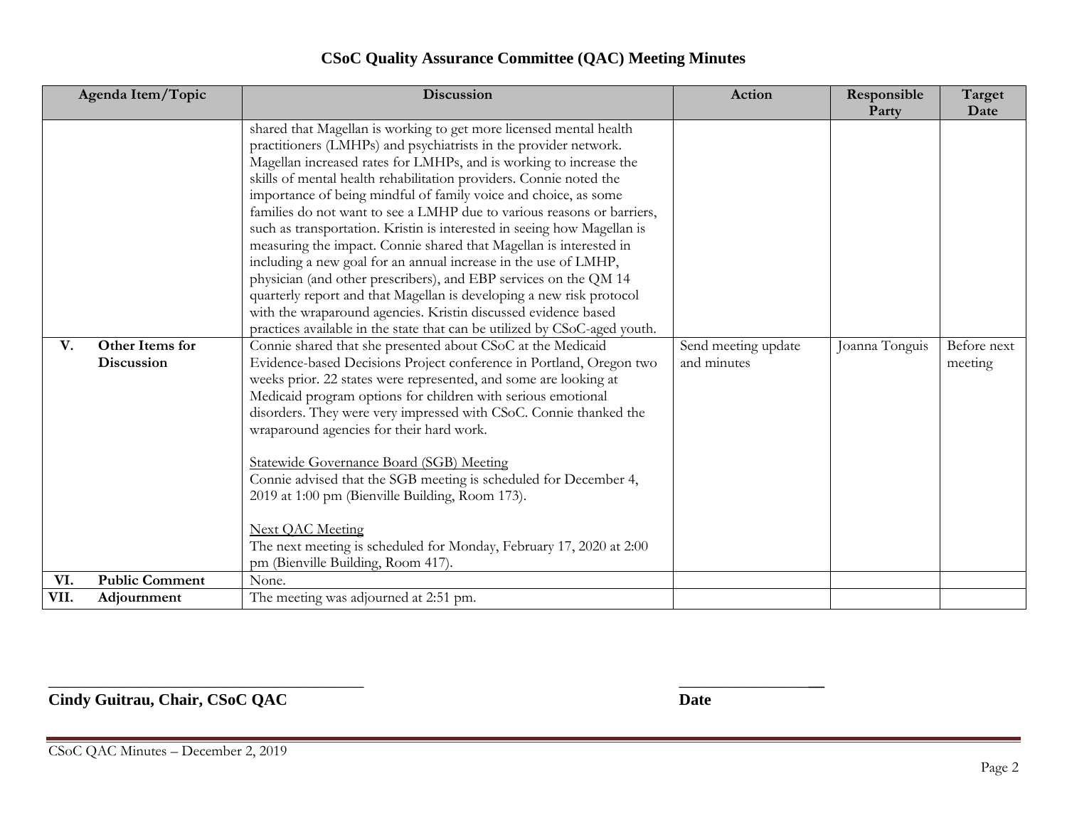# CSoC Quality Assurance Committee (QAC) Meeting Minutes

| Agenda Item/Topic | Discussion | Action | Responsible Party | Target Date |
|---|---|---|---|---|
| | shared that Magellan is working to get more licensed mental health practitioners (LMHPs) and psychiatrists in the provider network. Magellan increased rates for LMHPs, and is working to increase the skills of mental health rehabilitation providers. Connie noted the importance of being mindful of family voice and choice, as some families do not want to see a LMHP due to various reasons or barriers, such as transportation. Kristin is interested in seeing how Magellan is measuring the impact. Connie shared that Magellan is interested in including a new goal for an annual increase in the use of LMHP, physician (and other prescribers), and EBP services on the QM 14 quarterly report and that Magellan is developing a new risk protocol with the wraparound agencies. Kristin discussed evidence based practices available in the state that can be utilized by CSoC-aged youth. | | | |
| **V. Other Items for Discussion** | Connie shared that she presented about CSoC at the Medicaid Evidence-based Decisions Project conference in Portland, Oregon two weeks prior. 22 states were represented, and some are looking at Medicaid program options for children with serious emotional disorders. They were very impressed with CSoC. Connie thanked the wraparound agencies for their hard work.<br><br>Statewide Governance Board (SGB) Meeting<br>Connie advised that the SGB meeting is scheduled for December 4, 2019 at 1:00 pm (Bienville Building, Room 173).<br><br>Next QAC Meeting<br>The next meeting is scheduled for Monday, February 17, 2020 at 2:00 pm (Bienville Building, Room 417). | Send meeting update and minutes | Joanna Tonguis | Before next meeting |
| **VI. Public Comment** | None. | | | |
| **VII. Adjournment** | The meeting was adjourned at 2:51 pm. | | | |

\_\_\_\_\_\_\_\_\_\_\_\_\_\_\_\_\_\_\_\_\_\_\_\_\_\_\_\_\_\_\_\_\_\_\_\_\_\_\_\_
**Cindy Guitrau, Chair, CSoC QAC**

\_\_\_\_\_\_\_\_\_\_\_\_\_\_\_\_\_\_\_\_
**Date**

CSoC QAC Minutes – December 2, 2019